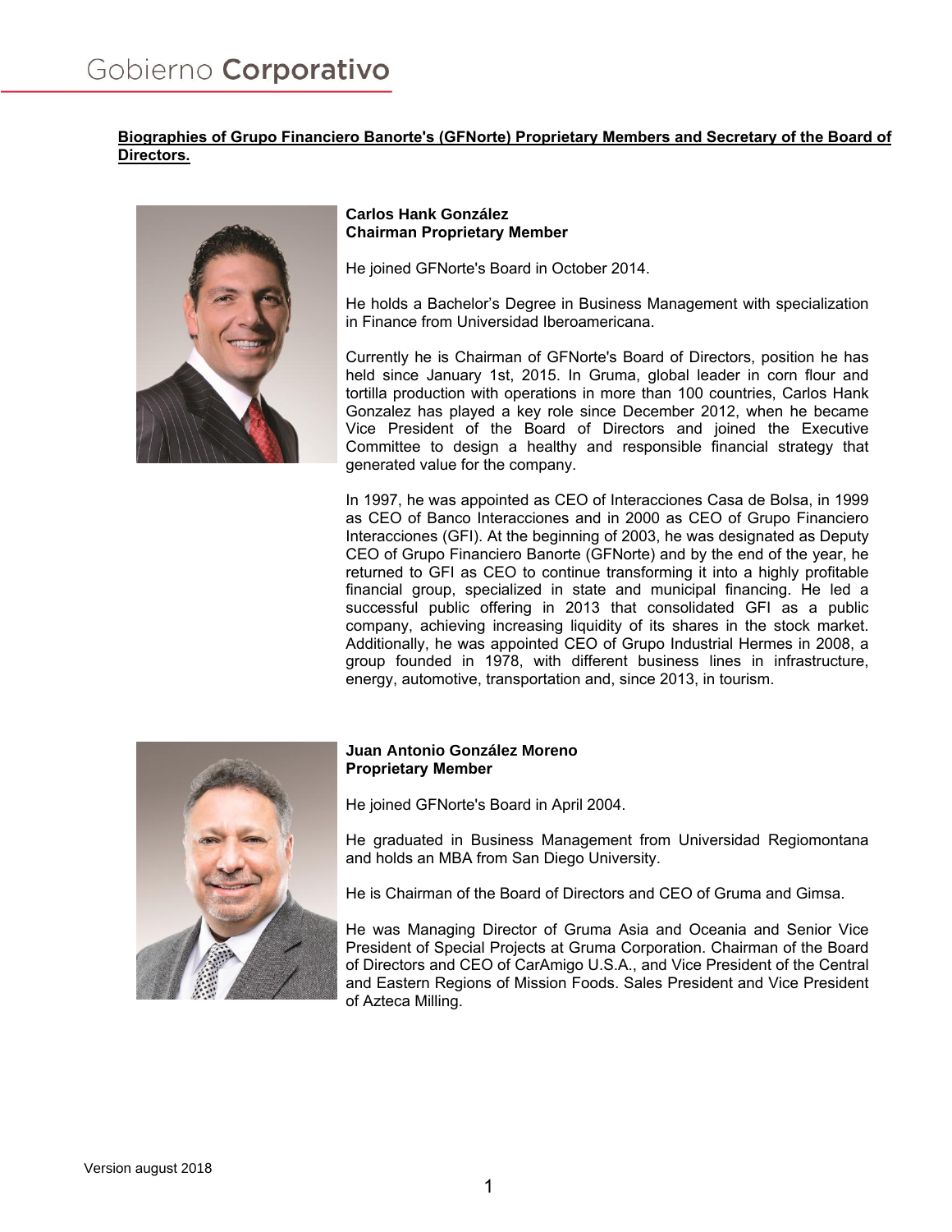**Biographies of Grupo Financiero Banorte's (GFNorte) Proprietary Members and Secretary of the Board of Directors.**

**Carlos Hank González**
**Chairman Proprietary Member**

He joined GFNorte's Board in October 2014.

He holds a Bachelor's Degree in Business Management with specialization in Finance from Universidad Iberoamericana.

Currently he is Chairman of GFNorte's Board of Directors, position he has held since January 1st, 2015. In Gruma, global leader in corn flour and tortilla production with operations in more than 100 countries, Carlos Hank Gonzalez has played a key role since December 2012, when he became Vice President of the Board of Directors and joined the Executive Committee to design a healthy and responsible financial strategy that generated value for the company.

In 1997, he was appointed as CEO of Interacciones Casa de Bolsa, in 1999 as CEO of Banco Interacciones and in 2000 as CEO of Grupo Financiero Interacciones (GFI). At the beginning of 2003, he was designated as Deputy CEO of Grupo Financiero Banorte (GFNorte) and by the end of the year, he returned to GFI as CEO to continue transforming it into a highly profitable financial group, specialized in state and municipal financing. He led a successful public offering in 2013 that consolidated GFI as a public company, achieving increasing liquidity of its shares in the stock market. Additionally, he was appointed CEO of Grupo Industrial Hermes in 2008, a group founded in 1978, with different business lines in infrastructure, energy, automotive, transportation and, since 2013, in tourism.

**Juan Antonio González Moreno**
**Proprietary Member**

He joined GFNorte's Board in April 2004.

He graduated in Business Management from Universidad Regiomontana and holds an MBA from San Diego University.

He is Chairman of the Board of Directors and CEO of Gruma and Gimsa.

He was Managing Director of Gruma Asia and Oceania and Senior Vice President of Special Projects at Gruma Corporation. Chairman of the Board of Directors and CEO of CarAmigo U.S.A., and Vice President of the Central and Eastern Regions of Mission Foods. Sales President and Vice President of Azteca Milling.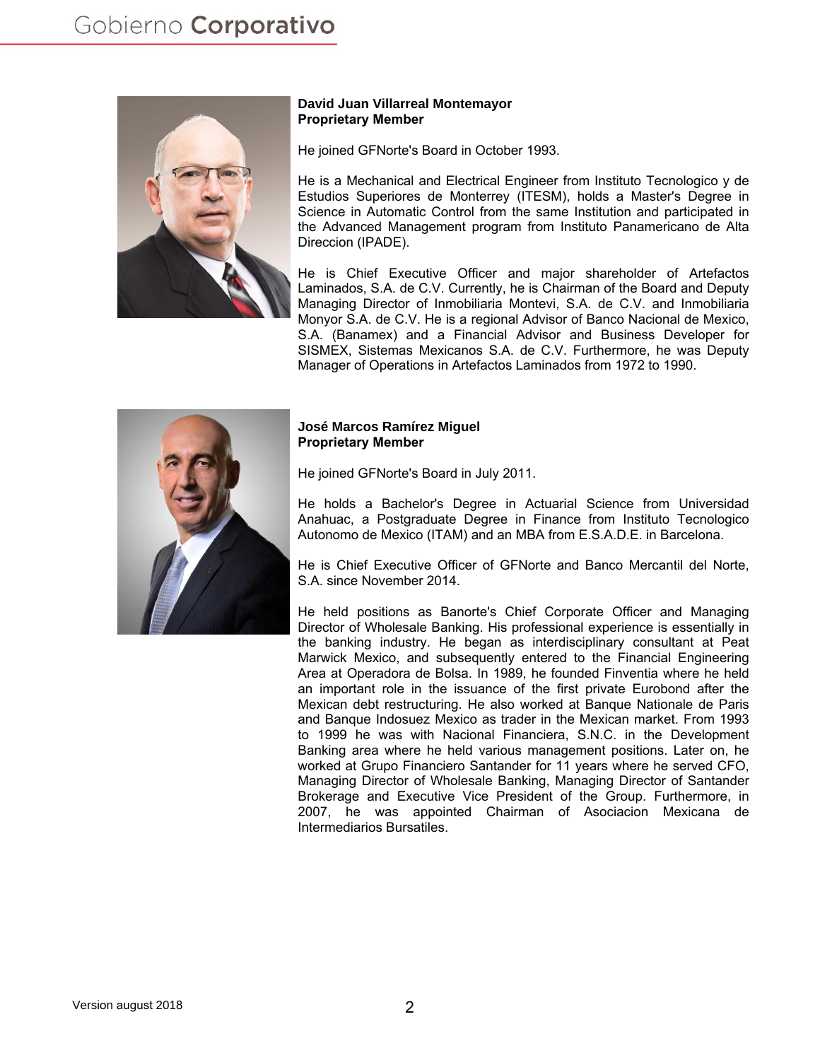**David Juan Villarreal Montemayor**
**Proprietary Member**

He joined GFNorte's Board in October 1993.

He is a Mechanical and Electrical Engineer from Instituto Tecnologico y de Estudios Superiores de Monterrey (ITESM), holds a Master's Degree in Science in Automatic Control from the same Institution and participated in the Advanced Management program from Instituto Panamericano de Alta Direccion (IPADE).

He is Chief Executive Officer and major shareholder of Artefactos Laminados, S.A. de C.V. Currently, he is Chairman of the Board and Deputy Managing Director of Inmobiliaria Montevi, S.A. de C.V. and Inmobiliaria Monyor S.A. de C.V. He is a regional Advisor of Banco Nacional de Mexico, S.A. (Banamex) and a Financial Advisor and Business Developer for SISMEX, Sistemas Mexicanos S.A. de C.V. Furthermore, he was Deputy Manager of Operations in Artefactos Laminados from 1972 to 1990.

**José Marcos Ramírez Miguel**
**Proprietary Member**

He joined GFNorte's Board in July 2011.

He holds a Bachelor's Degree in Actuarial Science from Universidad Anahuac, a Postgraduate Degree in Finance from Instituto Tecnologico Autonomo de Mexico (ITAM) and an MBA from E.S.A.D.E. in Barcelona.

He is Chief Executive Officer of GFNorte and Banco Mercantil del Norte, S.A. since November 2014.

He held positions as Banorte's Chief Corporate Officer and Managing Director of Wholesale Banking. His professional experience is essentially in the banking industry. He began as interdisciplinary consultant at Peat Marwick Mexico, and subsequently entered to the Financial Engineering Area at Operadora de Bolsa. In 1989, he founded Finventia where he held an important role in the issuance of the first private Eurobond after the Mexican debt restructuring. He also worked at Banque Nationale de Paris and Banque Indosuez Mexico as trader in the Mexican market. From 1993 to 1999 he was with Nacional Financiera, S.N.C. in the Development Banking area where he held various management positions. Later on, he worked at Grupo Financiero Santander for 11 years where he served CFO, Managing Director of Wholesale Banking, Managing Director of Santander Brokerage and Executive Vice President of the Group. Furthermore, in 2007, he was appointed Chairman of Asociacion Mexicana de Intermediarios Bursatiles.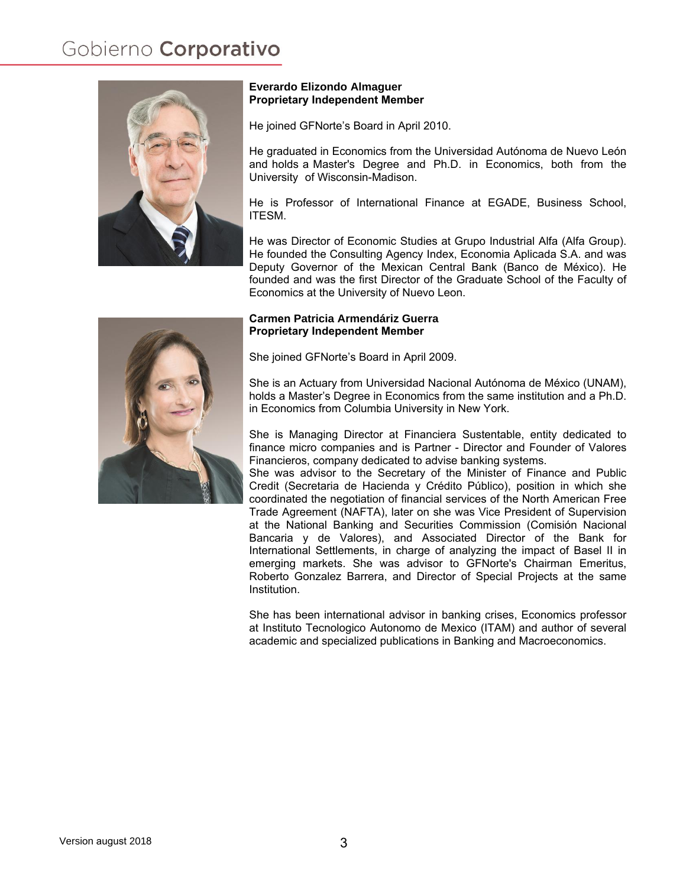**Everardo Elizondo Almaguer**
**Proprietary Independent Member**

He joined GFNorte's Board in April 2010.

He graduated in Economics from the Universidad Autónoma de Nuevo León and holds a Master's Degree and Ph.D. in Economics, both from the University of Wisconsin-Madison.

He is Professor of International Finance at EGADE, Business School, ITESM.

He was Director of Economic Studies at Grupo Industrial Alfa (Alfa Group). He founded the Consulting Agency Index, Economia Aplicada S.A. and was Deputy Governor of the Mexican Central Bank (Banco de México). He founded and was the first Director of the Graduate School of the Faculty of Economics at the University of Nuevo Leon.

**Carmen Patricia Armendáriz Guerra**
**Proprietary Independent Member**

She joined GFNorte's Board in April 2009.

She is an Actuary from Universidad Nacional Autónoma de México (UNAM), holds a Master's Degree in Economics from the same institution and a Ph.D. in Economics from Columbia University in New York.

She is Managing Director at Financiera Sustentable, entity dedicated to finance micro companies and is Partner - Director and Founder of Valores Financieros, company dedicated to advise banking systems.
She was advisor to the Secretary of the Minister of Finance and Public Credit (Secretaria de Hacienda y Crédito Público), position in which she coordinated the negotiation of financial services of the North American Free Trade Agreement (NAFTA), later on she was Vice President of Supervision at the National Banking and Securities Commission (Comisión Nacional Bancaria y de Valores), and Associated Director of the Bank for International Settlements, in charge of analyzing the impact of Basel II in emerging markets. She was advisor to GFNorte's Chairman Emeritus, Roberto Gonzalez Barrera, and Director of Special Projects at the same Institution.

She has been international advisor in banking crises, Economics professor at Instituto Tecnologico Autonomo de Mexico (ITAM) and author of several academic and specialized publications in Banking and Macroeconomics.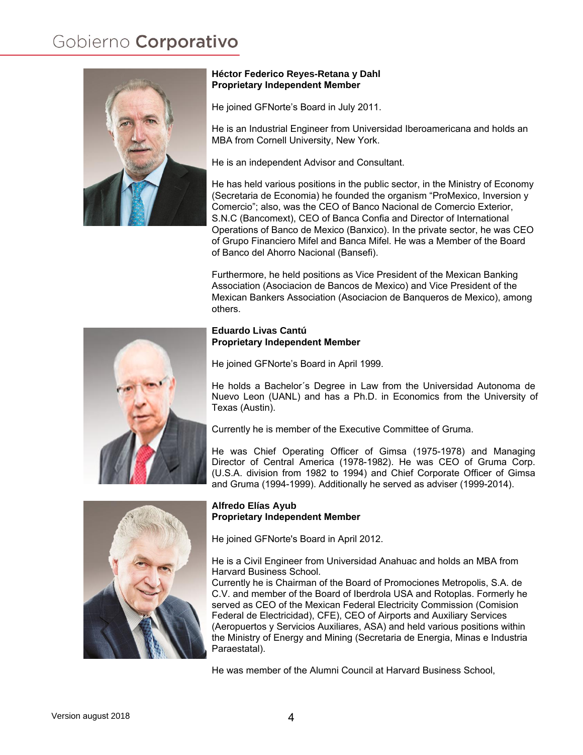**Héctor Federico Reyes-Retana y Dahl**
**Proprietary Independent Member**

He joined GFNorte's Board in July 2011.

He is an Industrial Engineer from Universidad Iberoamericana and holds an MBA from Cornell University, New York.

He is an independent Advisor and Consultant.

He has held various positions in the public sector, in the Ministry of Economy (Secretaria de Economia) he founded the organism "ProMexico, Inversion y Comercio"; also, was the CEO of Banco Nacional de Comercio Exterior, S.N.C (Bancomext), CEO of Banca Confia and Director of International Operations of Banco de Mexico (Banxico). In the private sector, he was CEO of Grupo Financiero Mifel and Banca Mifel. He was a Member of the Board of Banco del Ahorro Nacional (Bansefi).

Furthermore, he held positions as Vice President of the Mexican Banking Association (Asociacion de Bancos de Mexico) and Vice President of the Mexican Bankers Association (Asociacion de Banqueros de Mexico), among others.

**Eduardo Livas Cantú**
**Proprietary Independent Member**

He joined GFNorte's Board in April 1999.

He holds a Bachelor´s Degree in Law from the Universidad Autonoma de Nuevo Leon (UANL) and has a Ph.D. in Economics from the University of Texas (Austin).

Currently he is member of the Executive Committee of Gruma.

He was Chief Operating Officer of Gimsa (1975-1978) and Managing Director of Central America (1978-1982). He was CEO of Gruma Corp. (U.S.A. division from 1982 to 1994) and Chief Corporate Officer of Gimsa and Gruma (1994-1999). Additionally he served as adviser (1999-2014).

**Alfredo Elías Ayub**
**Proprietary Independent Member**

He joined GFNorte's Board in April 2012.

He is a Civil Engineer from Universidad Anahuac and holds an MBA from Harvard Business School.
Currently he is Chairman of the Board of Promociones Metropolis, S.A. de C.V. and member of the Board of Iberdrola USA and Rotoplas. Formerly he served as CEO of the Mexican Federal Electricity Commission (Comision Federal de Electricidad), CFE), CEO of Airports and Auxiliary Services (Aeropuertos y Servicios Auxiliares, ASA) and held various positions within the Ministry of Energy and Mining (Secretaria de Energia, Minas e Industria Paraestatal).

He was member of the Alumni Council at Harvard Business School,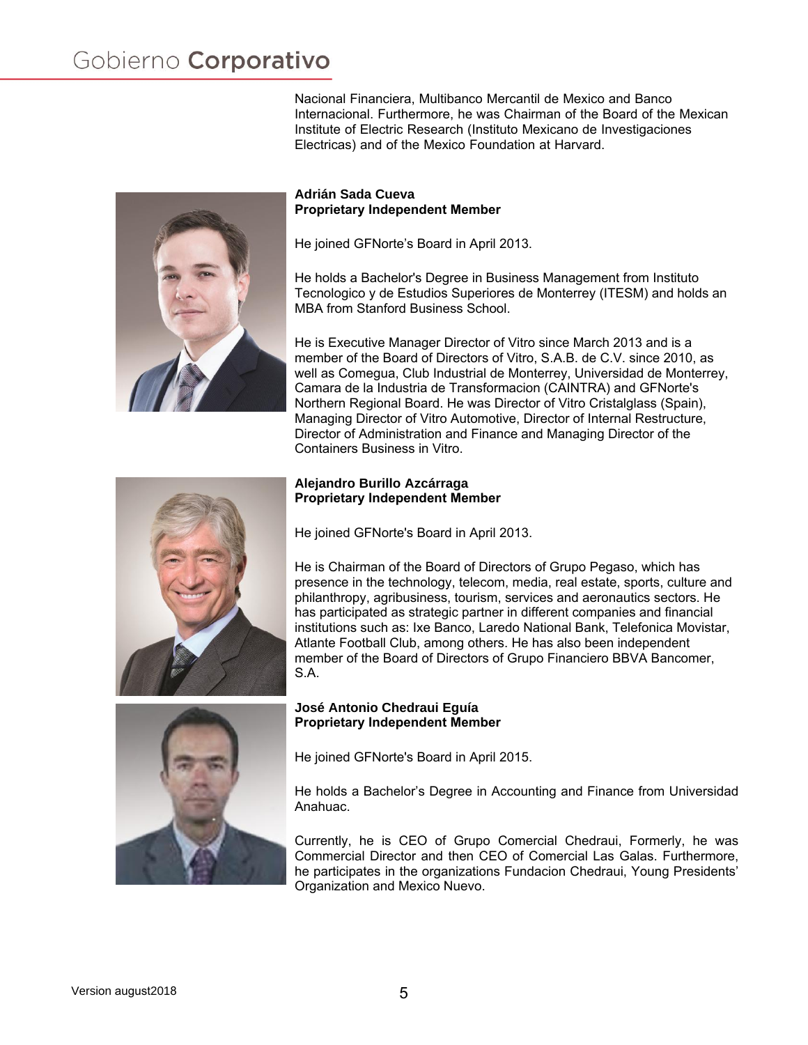Nacional Financiera, Multibanco Mercantil de Mexico and Banco Internacional. Furthermore, he was Chairman of the Board of the Mexican Institute of Electric Research (Instituto Mexicano de Investigaciones Electricas) and of the Mexico Foundation at Harvard.

**Adrián Sada Cueva**
**Proprietary Independent Member**

He joined GFNorte's Board in April 2013.

He holds a Bachelor's Degree in Business Management from Instituto Tecnologico y de Estudios Superiores de Monterrey (ITESM) and holds an MBA from Stanford Business School.

He is Executive Manager Director of Vitro since March 2013 and is a member of the Board of Directors of Vitro, S.A.B. de C.V. since 2010, as well as Comegua, Club Industrial de Monterrey, Universidad de Monterrey, Camara de la Industria de Transformacion (CAINTRA) and GFNorte's Northern Regional Board. He was Director of Vitro Cristalglass (Spain), Managing Director of Vitro Automotive, Director of Internal Restructure, Director of Administration and Finance and Managing Director of the Containers Business in Vitro.

**Alejandro Burillo Azcárraga**
**Proprietary Independent Member**

He joined GFNorte's Board in April 2013.

He is Chairman of the Board of Directors of Grupo Pegaso, which has presence in the technology, telecom, media, real estate, sports, culture and philanthropy, agribusiness, tourism, services and aeronautics sectors. He has participated as strategic partner in different companies and financial institutions such as: Ixe Banco, Laredo National Bank, Telefonica Movistar, Atlante Football Club, among others. He has also been independent member of the Board of Directors of Grupo Financiero BBVA Bancomer, S.A.

**José Antonio Chedraui Eguía**
**Proprietary Independent Member**

He joined GFNorte's Board in April 2015.

He holds a Bachelor's Degree in Accounting and Finance from Universidad Anahuac.

Currently, he is CEO of Grupo Comercial Chedraui, Formerly, he was Commercial Director and then CEO of Comercial Las Galas. Furthermore, he participates in the organizations Fundacion Chedraui, Young Presidents' Organization and Mexico Nuevo.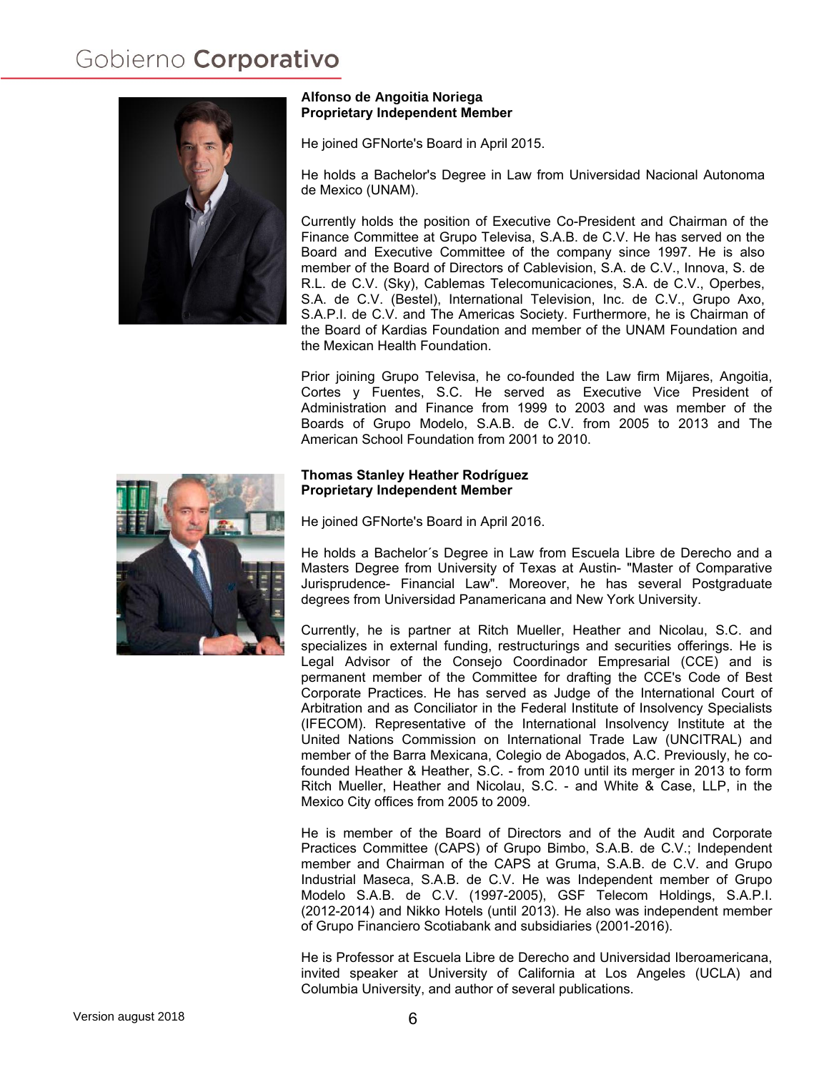**Alfonso de Angoitia Noriega**
**Proprietary Independent Member**

He joined GFNorte's Board in April 2015.

He holds a Bachelor's Degree in Law from Universidad Nacional Autonoma de Mexico (UNAM).

Currently holds the position of Executive Co-President and Chairman of the Finance Committee at Grupo Televisa, S.A.B. de C.V. He has served on the Board and Executive Committee of the company since 1997. He is also member of the Board of Directors of Cablevision, S.A. de C.V., Innova, S. de R.L. de C.V. (Sky), Cablemas Telecomunicaciones, S.A. de C.V., Operbes, S.A. de C.V. (Bestel), International Television, Inc. de C.V., Grupo Axo, S.A.P.I. de C.V. and The Americas Society. Furthermore, he is Chairman of the Board of Kardias Foundation and member of the UNAM Foundation and the Mexican Health Foundation.

Prior joining Grupo Televisa, he co-founded the Law firm Mijares, Angoitia, Cortes y Fuentes, S.C. He served as Executive Vice President of Administration and Finance from 1999 to 2003 and was member of the Boards of Grupo Modelo, S.A.B. de C.V. from 2005 to 2013 and The American School Foundation from 2001 to 2010.

**Thomas Stanley Heather Rodríguez**
**Proprietary Independent Member**

He joined GFNorte's Board in April 2016.

He holds a Bachelor´s Degree in Law from Escuela Libre de Derecho and a Masters Degree from University of Texas at Austin- "Master of Comparative Jurisprudence- Financial Law". Moreover, he has several Postgraduate degrees from Universidad Panamericana and New York University.

Currently, he is partner at Ritch Mueller, Heather and Nicolau, S.C. and specializes in external funding, restructurings and securities offerings. He is Legal Advisor of the Consejo Coordinador Empresarial (CCE) and is permanent member of the Committee for drafting the CCE's Code of Best Corporate Practices. He has served as Judge of the International Court of Arbitration and as Conciliator in the Federal Institute of Insolvency Specialists (IFECOM). Representative of the International Insolvency Institute at the United Nations Commission on International Trade Law (UNCITRAL) and member of the Barra Mexicana, Colegio de Abogados, A.C. Previously, he co-founded Heather & Heather, S.C. - from 2010 until its merger in 2013 to form Ritch Mueller, Heather and Nicolau, S.C. - and White & Case, LLP, in the Mexico City offices from 2005 to 2009.

He is member of the Board of Directors and of the Audit and Corporate Practices Committee (CAPS) of Grupo Bimbo, S.A.B. de C.V.; Independent member and Chairman of the CAPS at Gruma, S.A.B. de C.V. and Grupo Industrial Maseca, S.A.B. de C.V. He was Independent member of Grupo Modelo S.A.B. de C.V. (1997-2005), GSF Telecom Holdings, S.A.P.I. (2012-2014) and Nikko Hotels (until 2013). He also was independent member of Grupo Financiero Scotiabank and subsidiaries (2001-2016).

He is Professor at Escuela Libre de Derecho and Universidad Iberoamericana, invited speaker at University of California at Los Angeles (UCLA) and Columbia University, and author of several publications.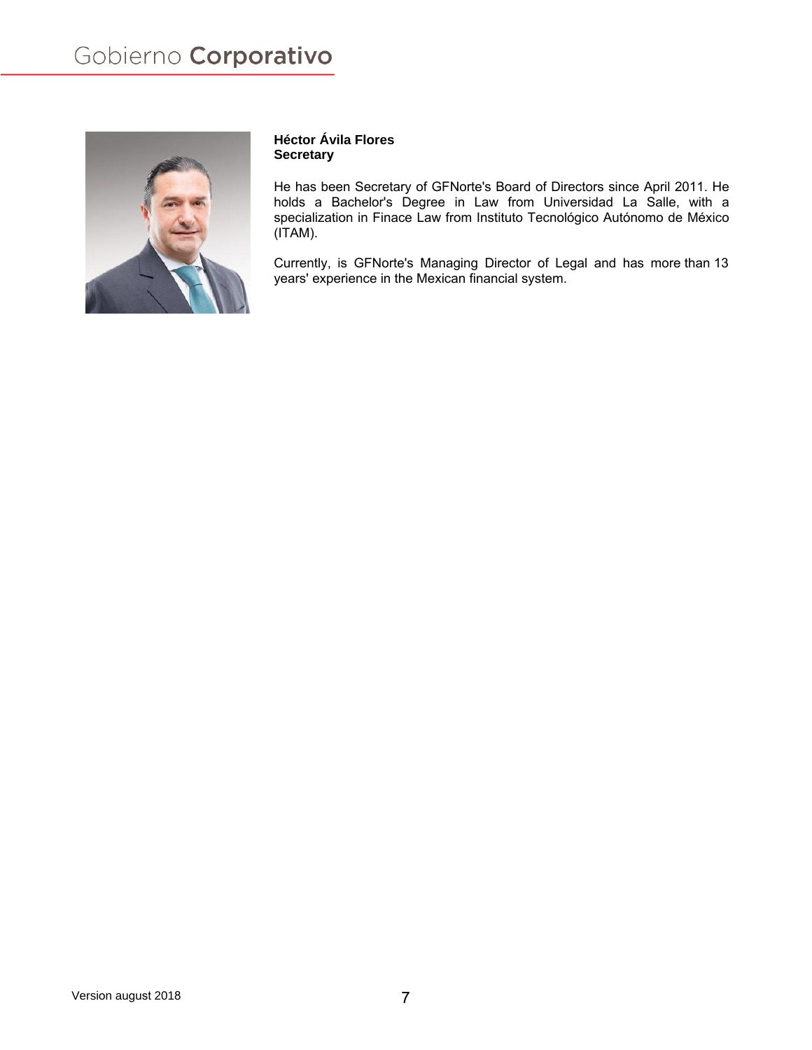**Héctor Ávila Flores**
**Secretary**

He has been Secretary of GFNorte's Board of Directors since April 2011. He holds a Bachelor's Degree in Law from Universidad La Salle, with a specialization in Finace Law from Instituto Tecnológico Autónomo de México (ITAM).

Currently, is GFNorte's Managing Director of Legal and has more than 13 years' experience in the Mexican financial system.